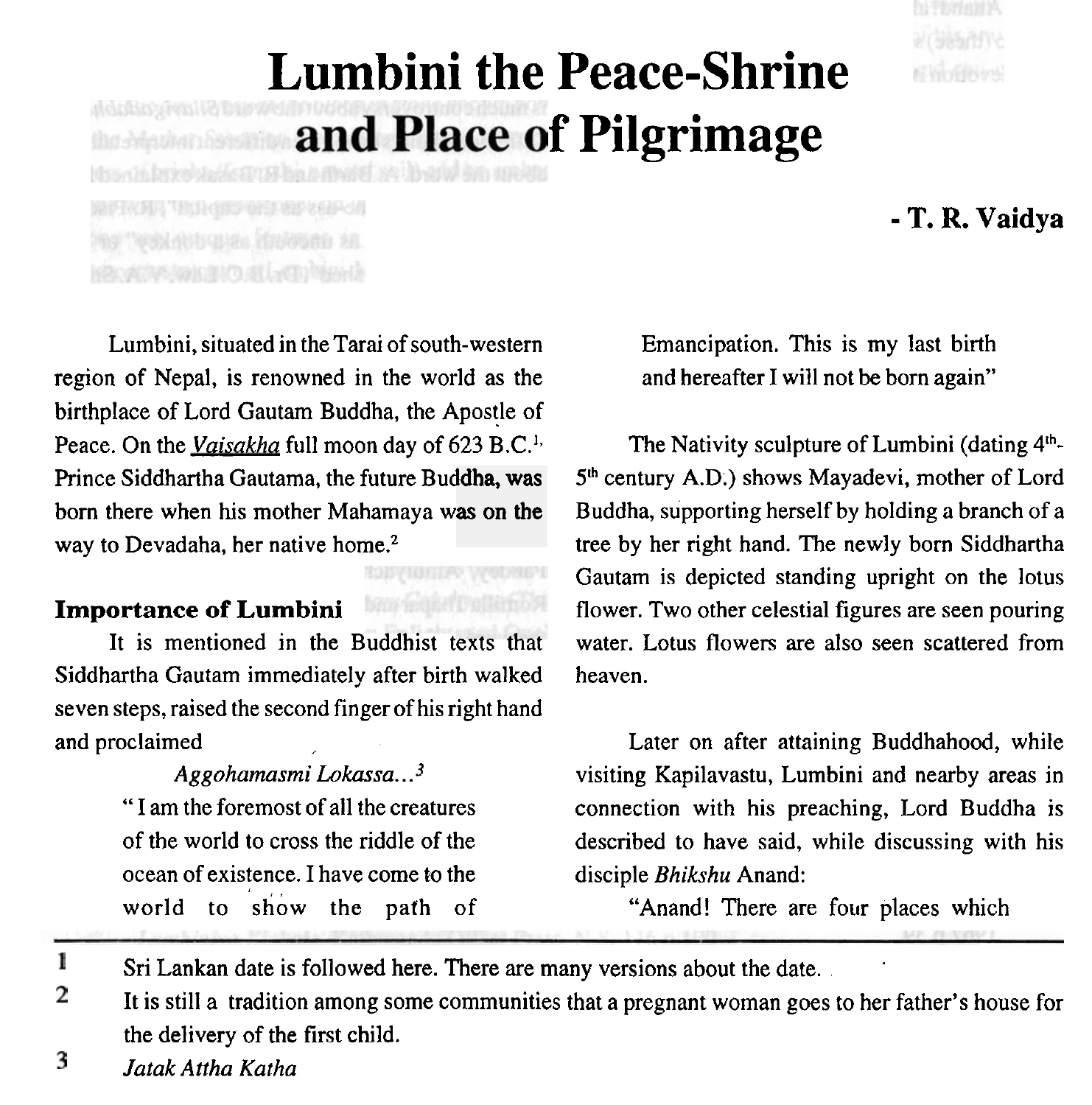# Lumbini the Peace-Shrine and Place of Pilgrimage

**- T. R. Vaidya**

Lumbini, situated in the Tarai of south-western region of Nepal, is renowned in the world as the birthplace of Lord Gautam Buddha, the Apostle of Peace. On the *Vaisakha* full moon day of 623 B.C.[1], Prince Siddhartha Gautama, the future Buddha, was born there when his mother Mahamaya was on the way to Devadaha, her native home.[2]

### Importance of Lumbini

It is mentioned in the Buddhist texts that Siddhartha Gautam immediately after birth walked seven steps, raised the second finger of his right hand and proclaimed

> *Aggohamasmi Lokassa...*[3]
>
> "I am the foremost of all the creatures of the world to cross the riddle of the ocean of existence. I have come to the world to show the path of Emancipation. This is my last birth and hereafter I will not be born again"

The Nativity sculpture of Lumbini (dating 4th-5th century A.D.) shows Mayadevi, mother of Lord Buddha, supporting herself by holding a branch of a tree by her right hand. The newly born Siddhartha Gautam is depicted standing upright on the lotus flower. Two other celestial figures are seen pouring water. Lotus flowers are also seen scattered from heaven.

Later on after attaining Buddhahood, while visiting Kapilavastu, Lumbini and nearby areas in connection with his preaching, Lord Buddha is described to have said, while discussing with his disciple *Bhikshu* Anand:

"Anand! There are four places which

---

1. Sri Lankan date is followed here. There are many versions about the date.
2. It is still a tradition among some communities that a pregnant woman goes to her father's house for the delivery of the first child.
3. *Jatak Attha Katha*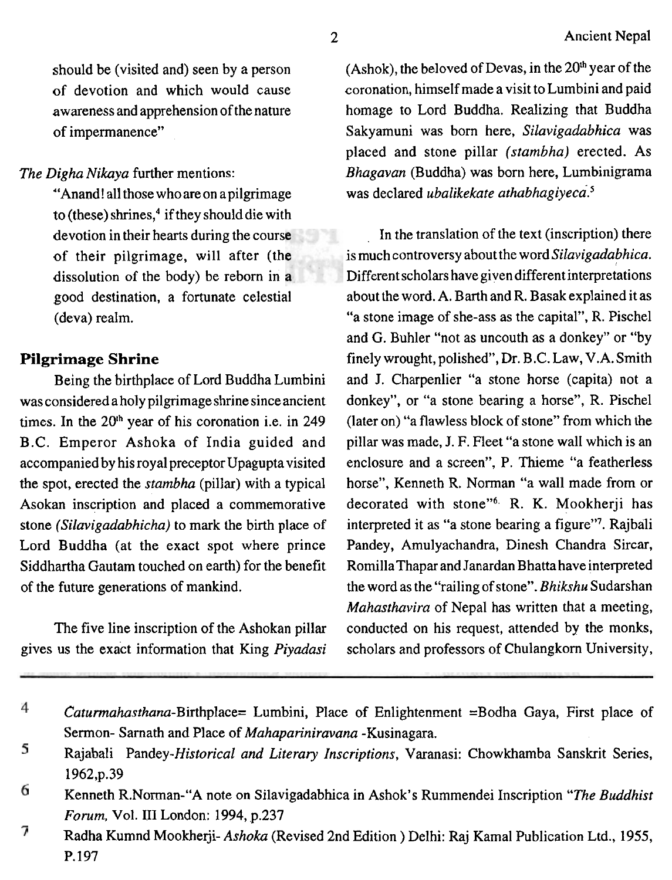should be (visited and) seen by a person of devotion and which would cause awareness and apprehension of the nature of impermanence"

*The Digha Nikaya* further mentions:

> "Anand! all those who are on a pilgrimage to (these) shrines,[4] if they should die with devotion in their hearts during the course of their pilgrimage, will after (the dissolution of the body) be reborn in a good destination, a fortunate celestial (deva) realm.

## Pilgrimage Shrine

Being the birthplace of Lord Buddha Lumbini was considered a holy pilgrimage shrine since ancient times. In the 20th year of his coronation i.e. in 249 B.C. Emperor Ashoka of India guided and accompanied by his royal preceptor Upagupta visited the spot, erected the *stambha* (pillar) with a typical Asokan inscription and placed a commemorative stone *(Silavigadabhicha)* to mark the birth place of Lord Buddha (at the exact spot where prince Siddhartha Gautam touched on earth) for the benefit of the future generations of mankind.

The five line inscription of the Ashokan pillar gives us the exact information that King *Piyadasi* (Ashok), the beloved of Devas, in the 20th year of the coronation, himself made a visit to Lumbini and paid homage to Lord Buddha. Realizing that Buddha Sakyamuni was born here, *Silavigadabhica* was placed and stone pillar *(stambha)* erected. As *Bhagavan* (Buddha) was born here, Lumbinigrama was declared *ubalikekate athabhagiyecā*.[5]

In the translation of the text (inscription) there is much controversy about the word *Silavigadabhica*. Different scholars have given different interpretations about the word. A. Barth and R. Basak explained it as "a stone image of she-ass as the capital", R. Pischel and G. Buhler "not as uncouth as a donkey" or "by finely wrought, polished", Dr. B.C. Law, V.A. Smith and J. Charpenlier "a stone horse (capita) not a donkey", or "a stone bearing a horse", R. Pischel (later on) "a flawless block of stone" from which the pillar was made, J. F. Fleet "a stone wall which is an enclosure and a screen", P. Thieme "a featherless horse", Kenneth R. Norman "a wall made from or decorated with stone"[6]. R. K. Mookherji has interpreted it as "a stone bearing a figure"[7]. Rajbali Pandey, Amulyachandra, Dinesh Chandra Sircar, Romilla Thapar and Janardan Bhatta have interpreted the word as the "railing of stone". *Bhikshu* Sudarshan *Mahasthavira* of Nepal has written that a meeting, conducted on his request, attended by the monks, scholars and professors of Chulangkorn University,

---

4 *Caturmahasthana*-Birthplace= Lumbini, Place of Enlightenment =Bodha Gaya, First place of Sermon- Sarnath and Place of *Mahapariniravana* -Kusinagara.

5 Rajabali Pandey-*Historical and Literary Inscriptions*, Varanasi: Chowkhamba Sanskrit Series, 1962,p.39

6 Kenneth R.Norman-"A note on Silavigadabhica in Ashok's Rummendei Inscription "*The Buddhist Forum*, Vol. III London: 1994, p.237

7 Radha Kumnd Mookherji- *Ashoka* (Revised 2nd Edition ) Delhi: Raj Kamal Publication Ltd., 1955, P.197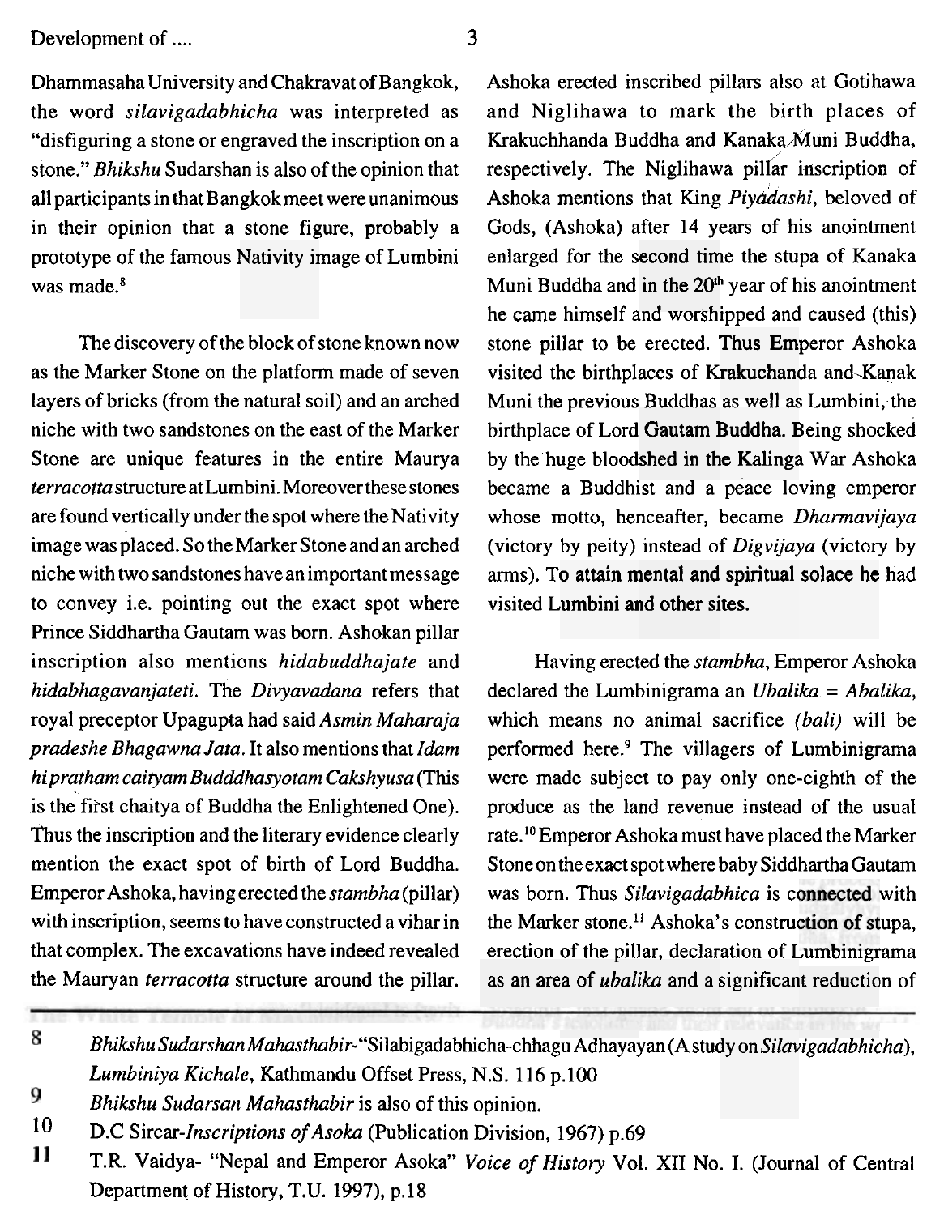Dhammasaha University and Chakravat of Bangkok, the word *silavigadabhicha* was interpreted as "disfiguring a stone or engraved the inscription on a stone." *Bhikshu* Sudarshan is also of the opinion that all participants in that Bangkok meet were unanimous in their opinion that a stone figure, probably a prototype of the famous Nativity image of Lumbini was made.[8]

The discovery of the block of stone known now as the Marker Stone on the platform made of seven layers of bricks (from the natural soil) and an arched niche with two sandstones on the east of the Marker Stone are unique features in the entire Maurya *terracotta* structure at Lumbini. Moreover these stones are found vertically under the spot where the Nativity image was placed. So the Marker Stone and an arched niche with two sandstones have an important message to convey i.e. pointing out the exact spot where Prince Siddhartha Gautam was born. Ashokan pillar inscription also mentions *hidabuddhajate* and *hidabhagavanjateti*. The *Divyavadana* refers that royal preceptor Upagupta had said *Asmin Maharaja pradeshe Bhagawna Jata*. It also mentions that *Idam hipratham caityam Budddhasyotam Cakshyusa* (This is the first chaitya of Buddha the Enlightened One). Thus the inscription and the literary evidence clearly mention the exact spot of birth of Lord Buddha. Emperor Ashoka, having erected the *stambha* (pillar) with inscription, seems to have constructed a vihar in that complex. The excavations have indeed revealed the Mauryan *terracotta* structure around the pillar. Ashoka erected inscribed pillars also at Gotihawa and Niglihawa to mark the birth places of Krakuchhanda Buddha and Kanaka Muni Buddha, respectively. The Niglihawa pillar inscription of Ashoka mentions that King *Piyadashi*, beloved of Gods, (Ashoka) after 14 years of his anointment enlarged for the second time the stupa of Kanaka Muni Buddha and in the 20th year of his anointment he came himself and worshipped and caused (this) stone pillar to be erected. Thus Emperor Ashoka visited the birthplaces of Krakuchanda and Kanak Muni the previous Buddhas as well as Lumbini, the birthplace of Lord Gautam Buddha. Being shocked by the huge bloodshed in the Kalinga War Ashoka became a Buddhist and a peace loving emperor whose motto, henceafter, became *Dharmavijaya* (victory by peity) instead of *Digvijaya* (victory by arms). To attain mental and spiritual solace he had visited Lumbini and other sites.

Having erected the *stambha*, Emperor Ashoka declared the Lumbinigrama an *Ubalika = Abalika*, which means no animal sacrifice *(bali)* will be performed here.[9] The villagers of Lumbinigrama were made subject to pay only one-eighth of the produce as the land revenue instead of the usual rate.[10] Emperor Ashoka must have placed the Marker Stone on the exact spot where baby Siddhartha Gautam was born. Thus *Silavigadabhica* is connected with the Marker stone.[11] Ashoka's construction of stupa, erection of the pillar, declaration of Lumbinigrama as an area of *ubalika* and a significant reduction of

---

8 *Bhikshu Sudarshan Mahasthabir*-"Silabigadabhicha-chhagu Adhayayan (A study on *Silavigadabhicha*), *Lumbiniya Kichale*, Kathmandu Offset Press, N.S. 116 p.100

9 *Bhikshu Sudarsan Mahasthabir* is also of this opinion.

10 D.C Sircar-*Inscriptions of Asoka* (Publication Division, 1967) p.69

11 T.R. Vaidya- "Nepal and Emperor Asoka" *Voice of History* Vol. XII No. I. (Journal of Central Department of History, T.U. 1997), p.18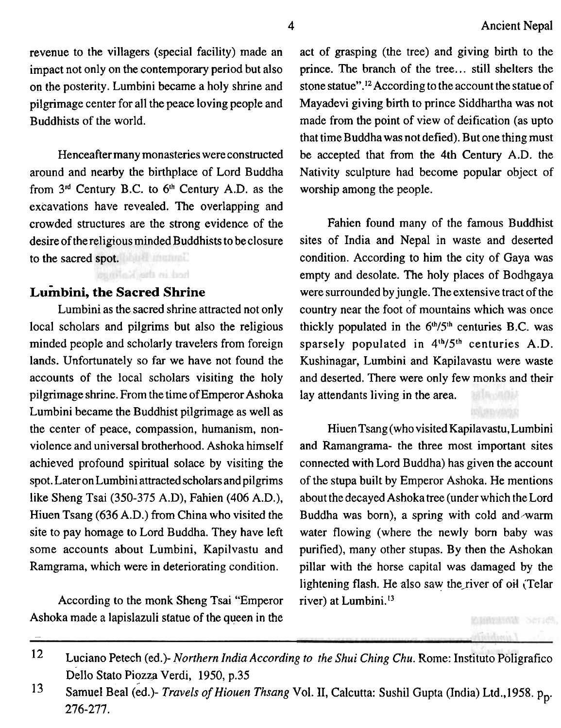revenue to the villagers (special facility) made an impact not only on the contemporary period but also on the posterity. Lumbini became a holy shrine and pilgrimage center for all the peace loving people and Buddhists of the world.

Henceafter many monasteries were constructed around and nearby the birthplace of Lord Buddha from 3rd Century B.C. to 6th Century A.D. as the excavations have revealed. The overlapping and crowded structures are the strong evidence of the desire of the religious minded Buddhists to be closure to the sacred spot.

## Lumbini, the Sacred Shrine

Lumbini as the sacred shrine attracted not only local scholars and pilgrims but also the religious minded people and scholarly travelers from foreign lands. Unfortunately so far we have not found the accounts of the local scholars visiting the holy pilgrimage shrine. From the time of Emperor Ashoka Lumbini became the Buddhist pilgrimage as well as the center of peace, compassion, humanism, non-violence and universal brotherhood. Ashoka himself achieved profound spiritual solace by visiting the spot. Later on Lumbini attracted scholars and pilgrims like Sheng Tsai (350-375 A.D), Fahien (406 A.D.), Hiuen Tsang (636 A.D.) from China who visited the site to pay homage to Lord Buddha. They have left some accounts about Lumbini, Kapilvastu and Ramgrama, which were in deteriorating condition.

According to the monk Sheng Tsai "Emperor Ashoka made a lapislazuli statue of the queen in the act of grasping (the tree) and giving birth to the prince. The branch of the tree... still shelters the stone statue".[12] According to the account the statue of Mayadevi giving birth to prince Siddhartha was not made from the point of view of deification (as upto that time Buddha was not defied). But one thing must be accepted that from the 4th Century A.D. the Nativity sculpture had become popular object of worship among the people.

Fahien found many of the famous Buddhist sites of India and Nepal in waste and deserted condition. According to him the city of Gaya was empty and desolate. The holy places of Bodhgaya were surrounded by jungle. The extensive tract of the country near the foot of mountains which was once thickly populated in the 6th/5th centuries B.C. was sparsely populated in 4th/5th centuries A.D. Kushinagar, Lumbini and Kapilavastu were waste and deserted. There were only few monks and their lay attendants living in the area.

Hiuen Tsang (who visited Kapilavastu, Lumbini and Ramangrama- the three most important sites connected with Lord Buddha) has given the account of the stupa built by Emperor Ashoka. He mentions about the decayed Ashoka tree (under which the Lord Buddha was born), a spring with cold and warm water flowing (where the newly born baby was purified), many other stupas. By then the Ashokan pillar with the horse capital was damaged by the lightening flash. He also saw the river of oil (Telar river) at Lumbini.[13]

---

12 Luciano Petech (ed.)- *Northern India According to the Shui Ching Chu*. Rome: Instituto Poligrafico Dello Stato Piozza Verdi, 1950, p.35

13 Samuel Beal (ed.)- *Travels of Hiouen Thsang* Vol. II, Calcutta: Sushil Gupta (India) Ltd.,1958. pp. 276-277.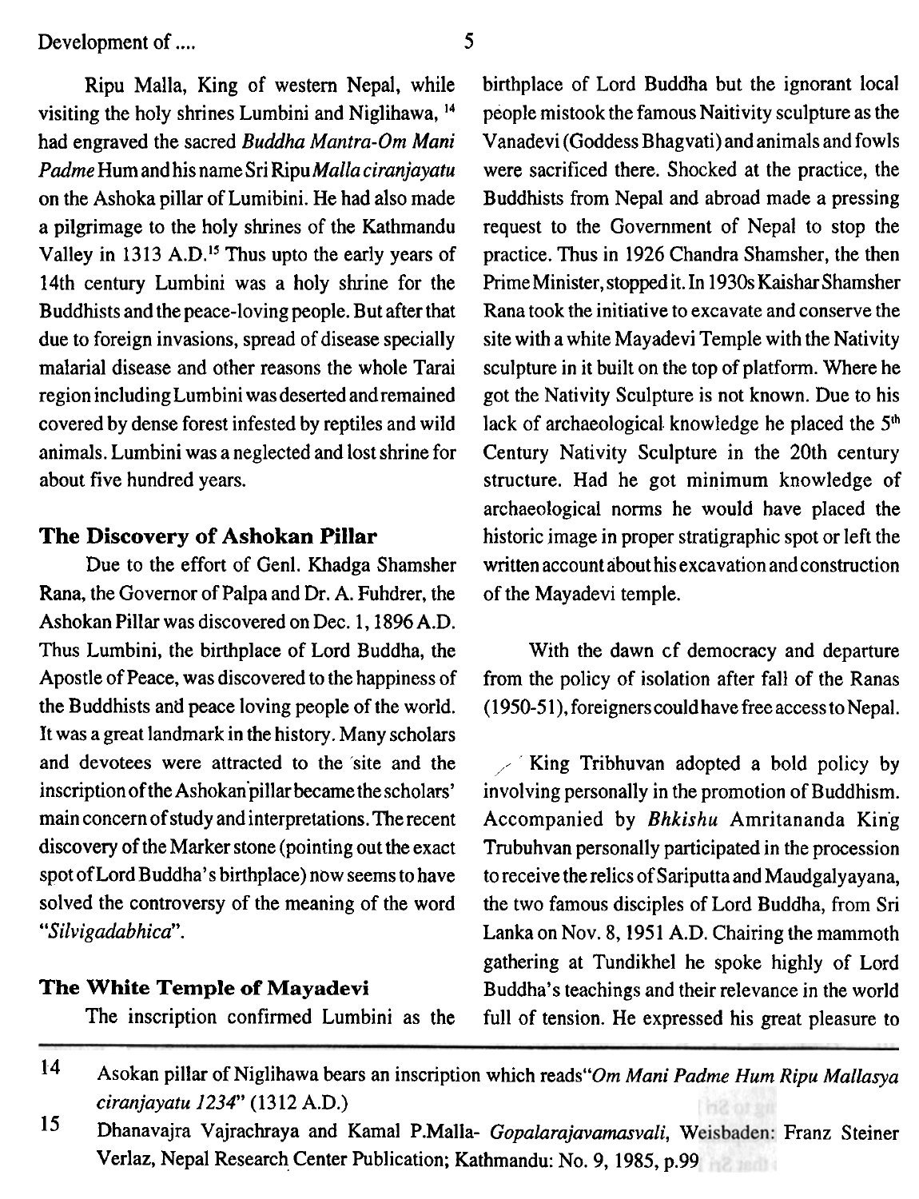Ripu Malla, King of western Nepal, while visiting the holy shrines Lumbini and Niglihawa, [14] had engraved the sacred *Buddha Mantra-Om Mani Padme* Hum and his name Sri Ripu *Malla ciranjayatu* on the Ashoka pillar of Lumibini. He had also made a pilgrimage to the holy shrines of the Kathmandu Valley in 1313 A.D.[15] Thus upto the early years of 14th century Lumbini was a holy shrine for the Buddhists and the peace-loving people. But after that due to foreign invasions, spread of disease specially malarial disease and other reasons the whole Tarai region including Lumbini was deserted and remained covered by dense forest infested by reptiles and wild animals. Lumbini was a neglected and lost shrine for about five hundred years.

## The Discovery of Ashokan Pillar

Due to the effort of Genl. Khadga Shamsher Rana, the Governor of Palpa and Dr. A. Fuhdrer, the Ashokan Pillar was discovered on Dec. 1, 1896 A.D. Thus Lumbini, the birthplace of Lord Buddha, the Apostle of Peace, was discovered to the happiness of the Buddhists and peace loving people of the world. It was a great landmark in the history. Many scholars and devotees were attracted to the site and the inscription of the Ashokan pillar became the scholars' main concern of study and interpretations. The recent discovery of the Marker stone (pointing out the exact spot of Lord Buddha's birthplace) now seems to have solved the controversy of the meaning of the word "*Silvigadabhica*".

## The White Temple of Mayadevi

The inscription confirmed Lumbini as the birthplace of Lord Buddha but the ignorant local people mistook the famous Naitivity sculpture as the Vanadevi (Goddess Bhagvati) and animals and fowls were sacrificed there. Shocked at the practice, the Buddhists from Nepal and abroad made a pressing request to the Government of Nepal to stop the practice. Thus in 1926 Chandra Shamsher, the then Prime Minister, stopped it. In 1930s Kaishar Shamsher Rana took the initiative to excavate and conserve the site with a white Mayadevi Temple with the Nativity sculpture in it built on the top of platform. Where he got the Nativity Sculpture is not known. Due to his lack of archaeological knowledge he placed the 5th Century Nativity Sculpture in the 20th century structure. Had he got minimum knowledge of archaeological norms he would have placed the historic image in proper stratigraphic spot or left the written account about his excavation and construction of the Mayadevi temple.

With the dawn cf democracy and departure from the policy of isolation after fall of the Ranas (1950-51), foreigners could have free access to Nepal.

King Tribhuvan adopted a bold policy by involving personally in the promotion of Buddhism. Accompanied by *Bhkishu* Amritananda King Trubuhvan personally participated in the procession to receive the relics of Sariputta and Maudgalyayana, the two famous disciples of Lord Buddha, from Sri Lanka on Nov. 8, 1951 A.D. Chairing the mammoth gathering at Tundikhel he spoke highly of Lord Buddha's teachings and their relevance in the world full of tension. He expressed his great pleasure to

---

14 Asokan pillar of Niglihawa bears an inscription which reads "*Om Mani Padme Hum Ripu Mallasya ciranjayatu 1234*" (1312 A.D.)

15 Dhanavajra Vajrachraya and Kamal P.Malla- *Gopalarajavamasvali*, Weisbaden: Franz Steiner Verlaz, Nepal Research Center Publication; Kathmandu: No. 9, 1985, p.99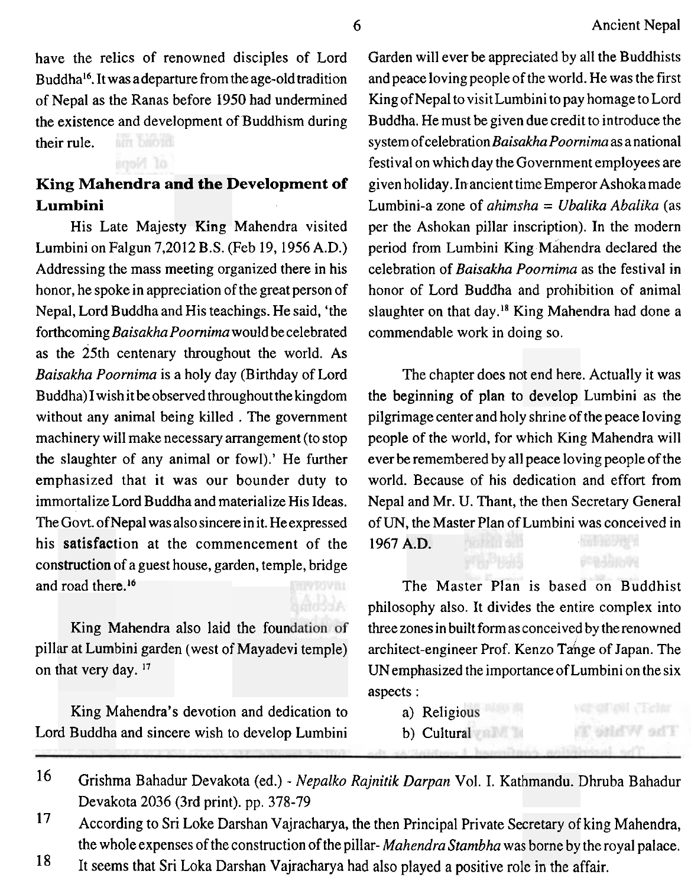have the relics of renowned disciples of Lord Buddha[16]. It was a departure from the age-old tradition of Nepal as the Ranas before 1950 had undermined the existence and development of Buddhism during their rule.

## King Mahendra and the Development of Lumbini

His Late Majesty King Mahendra visited Lumbini on Falgun 7,2012 B.S. (Feb 19, 1956 A.D.) Addressing the mass meeting organized there in his honor, he spoke in appreciation of the great person of Nepal, Lord Buddha and His teachings. He said, 'the forthcoming *Baisakha Poornima* would be celebrated as the 25th centenary throughout the world. As *Baisakha Poornima* is a holy day (Birthday of Lord Buddha) I wish it be observed throughout the kingdom without any animal being killed . The government machinery will make necessary arrangement (to stop the slaughter of any animal or fowl).' He further emphasized that it was our bounder duty to immortalize Lord Buddha and materialize His Ideas. The Govt. of Nepal was also sincere in it. He expressed his satisfaction at the commencement of the construction of a guest house, garden, temple, bridge and road there.[16]

King Mahendra also laid the foundation of pillar at Lumbini garden (west of Mayadevi temple) on that very day. [17]

King Mahendra's devotion and dedication to Lord Buddha and sincere wish to develop Lumbini Garden will ever be appreciated by all the Buddhists and peace loving people of the world. He was the first King of Nepal to visit Lumbini to pay homage to Lord Buddha. He must be given due credit to introduce the system of celebration *Baisakha Poornima* as a national festival on which day the Government employees are given holiday. In ancient time Emperor Ashoka made Lumbini-a zone of *ahimsha = Ubalika Abalika* (as per the Ashokan pillar inscription). In the modern period from Lumbini King Mahendra declared the celebration of *Baisakha Poornima* as the festival in honor of Lord Buddha and prohibition of animal slaughter on that day.[18] King Mahendra had done a commendable work in doing so.

The chapter does not end here. Actually it was the beginning of plan to develop Lumbini as the pilgrimage center and holy shrine of the peace loving people of the world, for which King Mahendra will ever be remembered by all peace loving people of the world. Because of his dedication and effort from Nepal and Mr. U. Thant, the then Secretary General of UN, the Master Plan of Lumbini was conceived in 1967 A.D.

The Master Plan is based on Buddhist philosophy also. It divides the entire complex into three zones in built form as conceived by the renowned architect-engineer Prof. Kenzo Tange of Japan. The UN emphasized the importance of Lumbini on the six aspects :

a) Religious
b) Cultural

---

16 Grishma Bahadur Devakota (ed.) - *Nepalko Rajnitik Darpan* Vol. I. Kathmandu. Dhruba Bahadur Devakota 2036 (3rd print). pp. 378-79

17 According to Sri Loke Darshan Vajracharya, the then Principal Private Secretary of king Mahendra, the whole expenses of the construction of the pillar- *Mahendra Stambha* was borne by the royal palace.

18 It seems that Sri Loka Darshan Vajracharya had also played a positive role in the affair.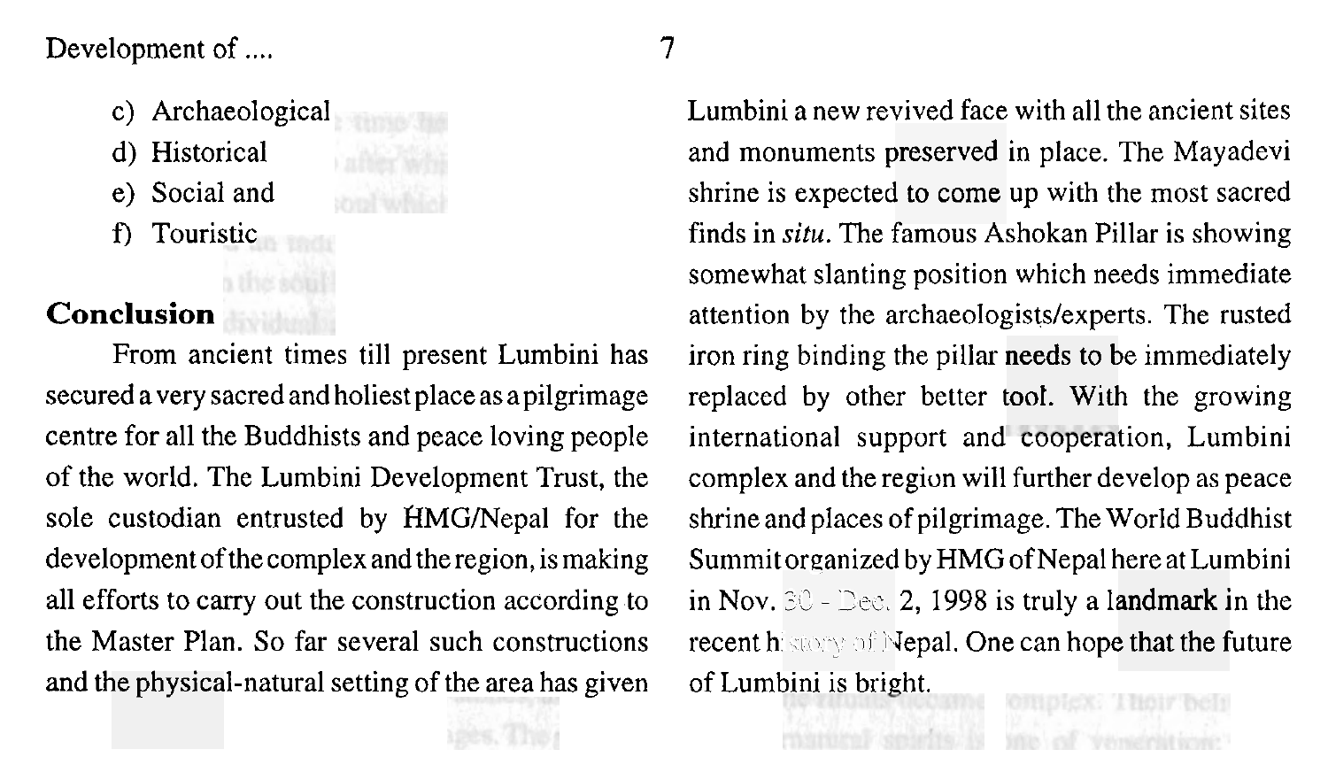c) Archaeological
d) Historical
e) Social and
f) Touristic

## Conclusion

From ancient times till present Lumbini has secured a very sacred and holiest place as a pilgrimage centre for all the Buddhists and peace loving people of the world. The Lumbini Development Trust, the sole custodian entrusted by HMG/Nepal for the development of the complex and the region, is making all efforts to carry out the construction according to the Master Plan. So far several such constructions and the physical-natural setting of the area has given Lumbini a new revived face with all the ancient sites and monuments preserved in place. The Mayadevi shrine is expected to come up with the most sacred finds in *situ*. The famous Ashokan Pillar is showing somewhat slanting position which needs immediate attention by the archaeologists/experts. The rusted iron ring binding the pillar needs to be immediately replaced by other better tool. With the growing international support and cooperation, Lumbini complex and the region will further develop as peace shrine and places of pilgrimage. The World Buddhist Summit organized by HMG of Nepal here at Lumbini in Nov. 30 - Dec. 2, 1998 is truly a landmark in the recent history of Nepal. One can hope that the future of Lumbini is bright.